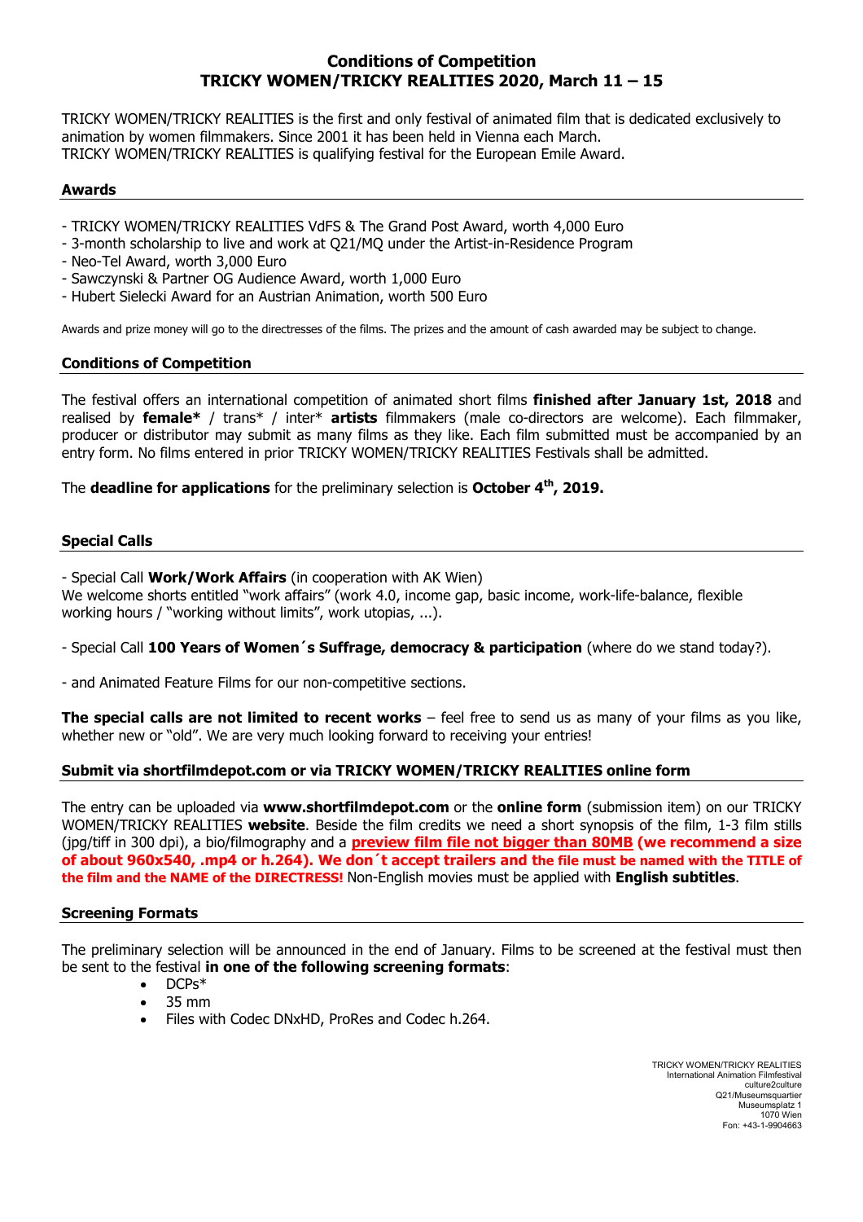# Conditions of Competition
# TRICKY WOMEN/TRICKY REALITIES 2020, March 11 – 15

TRICKY WOMEN/TRICKY REALITIES is the first and only festival of animated film that is dedicated exclusively to animation by women filmmakers. Since 2001 it has been held in Vienna each March.
TRICKY WOMEN/TRICKY REALITIES is qualifying festival for the European Emile Award.

## Awards

- TRICKY WOMEN/TRICKY REALITIES VdFS & The Grand Post Award, worth 4,000 Euro
- 3-month scholarship to live and work at Q21/MQ under the Artist-in-Residence Program
- Neo-Tel Award, worth 3,000 Euro
- Sawczynski & Partner OG Audience Award, worth 1,000 Euro
- Hubert Sielecki Award for an Austrian Animation, worth 500 Euro

Awards and prize money will go to the directresses of the films. The prizes and the amount of cash awarded may be subject to change.

## Conditions of Competition

The festival offers an international competition of animated short films **finished after January 1st, 2018** and realised by **female*** / trans* / inter* **artists** filmmakers (male co-directors are welcome). Each filmmaker, producer or distributor may submit as many films as they like. Each film submitted must be accompanied by an entry form. No films entered in prior TRICKY WOMEN/TRICKY REALITIES Festivals shall be admitted.

The **deadline for applications** for the preliminary selection is **October 4th, 2019.**

## Special Calls

- Special Call **Work/Work Affairs** (in cooperation with AK Wien)
We welcome shorts entitled "work affairs" (work 4.0, income gap, basic income, work-life-balance, flexible working hours / "working without limits", work utopias, ...).

- Special Call **100 Years of Women´s Suffrage, democracy & participation** (where do we stand today?).

- and Animated Feature Films for our non-competitive sections.

**The special calls are not limited to recent works** – feel free to send us as many of your films as you like, whether new or "old". We are very much looking forward to receiving your entries!

## Submit via shortfilmdepot.com or via TRICKY WOMEN/TRICKY REALITIES online form

The entry can be uploaded via **www.shortfilmdepot.com** or the **online form** (submission item) on our TRICKY WOMEN/TRICKY REALITIES **website**. Beside the film credits we need a short synopsis of the film, 1-3 film stills (jpg/tiff in 300 dpi), a bio/filmography and a **preview film file not bigger than 80MB (we recommend a size of about 960x540, .mp4 or h.264). We don´t accept trailers and the file must be named with the TITLE of the film and the NAME of the DIRECTRESS!** Non-English movies must be applied with **English subtitles**.

## Screening Formats

The preliminary selection will be announced in the end of January. Films to be screened at the festival must then be sent to the festival **in one of the following screening formats**:

- DCPs*
- 35 mm
- Files with Codec DNxHD, ProRes and Codec h.264.

TRICKY WOMEN/TRICKY REALITIES
International Animation Filmfestival
culture2culture
Q21/Museumsquartier
Museumsplatz 1
1070 Wien
Fon: +43-1-9904663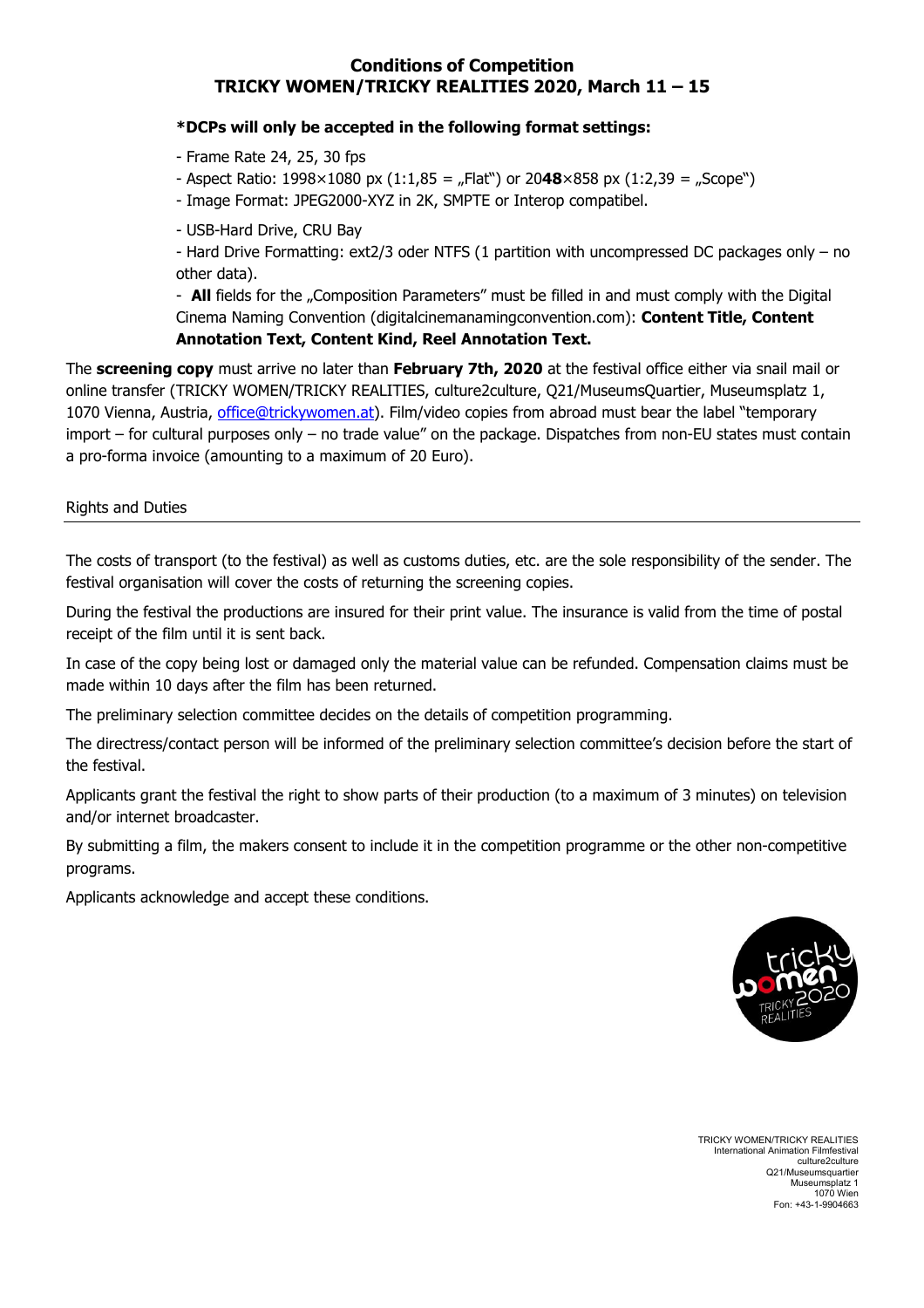# Conditions of Competition
# TRICKY WOMEN/TRICKY REALITIES 2020, March 11 – 15

**\*DCPs will only be accepted in the following format settings:**

- Frame Rate 24, 25, 30 fps
- Aspect Ratio: 1998×1080 px (1:1,85 = „Flat") or 20**48**×858 px (1:2,39 = „Scope")
- Image Format: JPEG2000-XYZ in 2K, SMPTE or Interop compatibel.
- USB-Hard Drive, CRU Bay
- Hard Drive Formatting: ext2/3 oder NTFS (1 partition with uncompressed DC packages only – no other data).
- **All** fields for the „Composition Parameters" must be filled in and must comply with the Digital Cinema Naming Convention (digitalcinemanamingconvention.com): **Content Title, Content Annotation Text, Content Kind, Reel Annotation Text.**

The **screening copy** must arrive no later than **February 7th, 2020** at the festival office either via snail mail or online transfer (TRICKY WOMEN/TRICKY REALITIES, culture2culture, Q21/MuseumsQuartier, Museumsplatz 1, 1070 Vienna, Austria, office@trickywomen.at). Film/video copies from abroad must bear the label "temporary import – for cultural purposes only – no trade value" on the package. Dispatches from non-EU states must contain a pro-forma invoice (amounting to a maximum of 20 Euro).

## Rights and Duties

The costs of transport (to the festival) as well as customs duties, etc. are the sole responsibility of the sender. The festival organisation will cover the costs of returning the screening copies.

During the festival the productions are insured for their print value. The insurance is valid from the time of postal receipt of the film until it is sent back.

In case of the copy being lost or damaged only the material value can be refunded. Compensation claims must be made within 10 days after the film has been returned.

The preliminary selection committee decides on the details of competition programming.

The directress/contact person will be informed of the preliminary selection committee's decision before the start of the festival.

Applicants grant the festival the right to show parts of their production (to a maximum of 3 minutes) on television and/or internet broadcaster.

By submitting a film, the makers consent to include it in the competition programme or the other non-competitive programs.

Applicants acknowledge and accept these conditions.

TRICKY WOMEN/TRICKY REALITIES
International Animation Filmfestival
culture2culture
Q21/Museumsquartier
Museumsplatz 1
1070 Wien
Fon: +43-1-9904663